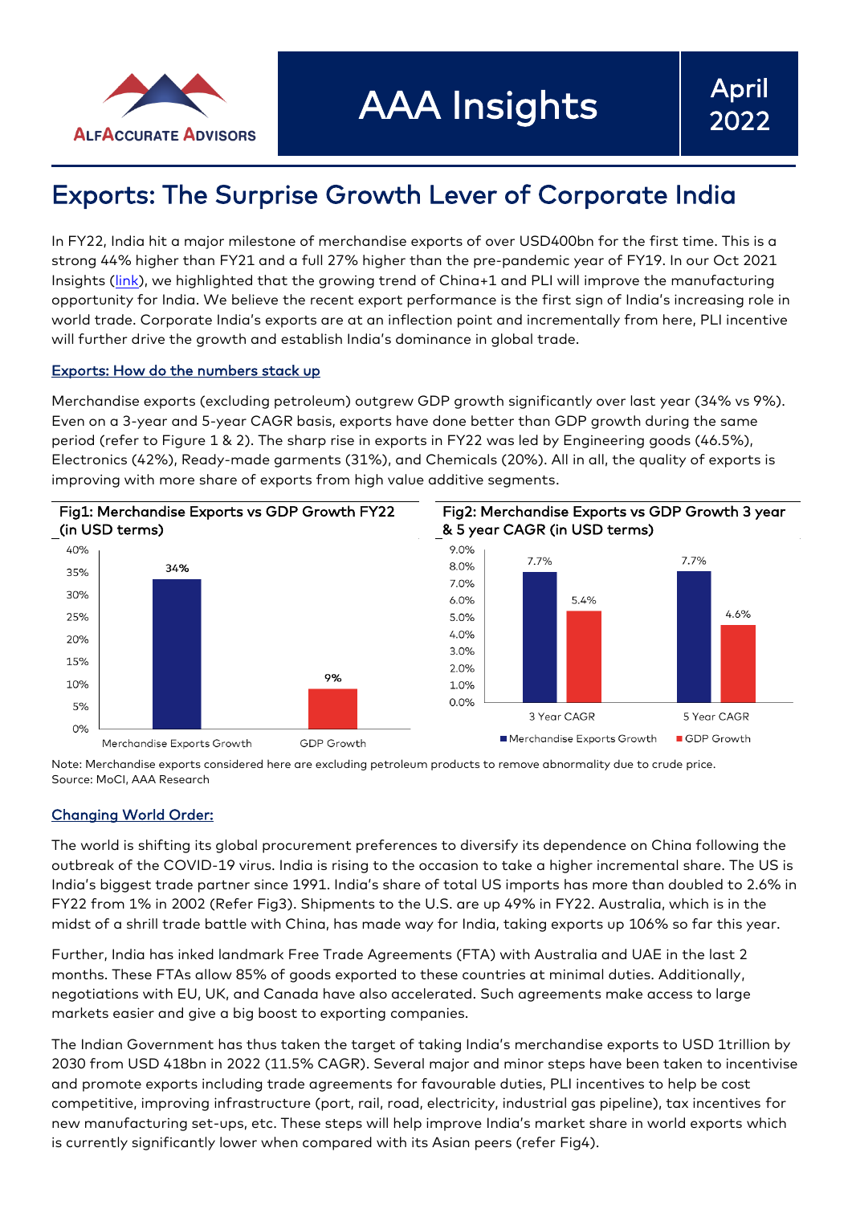AlfAccurate Advisors

# AAA Insights

April 2022

## Exports: The Surprise Growth Lever of Corporate India

In FY22, India hit a major milestone of merchandise exports of over USD400bn for the first time. This is a strong 44% higher than FY21 and a full 27% higher than the pre-pandemic year of FY19. In our Oct 2021 Insights (link), we highlighted that the growing trend of China+1 and PLI will improve the manufacturing opportunity for India. We believe the recent export performance is the first sign of India's increasing role in world trade. Corporate India's exports are at an inflection point and incrementally from here, PLI incentive will further drive the growth and establish India's dominance in global trade.

### Exports: How do the numbers stack up

Merchandise exports (excluding petroleum) outgrew GDP growth significantly over last year (34% vs 9%). Even on a 3-year and 5-year CAGR basis, exports have done better than GDP growth during the same period (refer to Figure 1 & 2). The sharp rise in exports in FY22 was led by Engineering goods (46.5%), Electronics (42%), Ready-made garments (31%), and Chemicals (20%). All in all, the quality of exports is improving with more share of exports from high value additive segments.

**Fig1: Merchandise Exports vs GDP Growth FY22 (in USD terms)**

| | Growth |
|---|---|
| Merchandise Exports Growth | 34% |
| GDP Growth | 9% |

**Fig2: Merchandise Exports vs GDP Growth 3 year & 5 year CAGR (in USD terms)**

| | Merchandise Exports Growth | GDP Growth |
|---|---|---|
| 3 Year CAGR | 7.7% | 5.4% |
| 5 Year CAGR | 7.7% | 4.6% |

Note: Merchandise exports considered here are excluding petroleum products to remove abnormality due to crude price.
Source: MoCI, AAA Research

### Changing World Order:

The world is shifting its global procurement preferences to diversify its dependence on China following the outbreak of the COVID-19 virus. India is rising to the occasion to take a higher incremental share. The US is India's biggest trade partner since 1991. India's share of total US imports has more than doubled to 2.6% in FY22 from 1% in 2002 (Refer Fig3). Shipments to the U.S. are up 49% in FY22. Australia, which is in the midst of a shrill trade battle with China, has made way for India, taking exports up 106% so far this year.

Further, India has inked landmark Free Trade Agreements (FTA) with Australia and UAE in the last 2 months. These FTAs allow 85% of goods exported to these countries at minimal duties. Additionally, negotiations with EU, UK, and Canada have also accelerated. Such agreements make access to large markets easier and give a big boost to exporting companies.

The Indian Government has thus taken the target of taking India's merchandise exports to USD 1trillion by 2030 from USD 418bn in 2022 (11.5% CAGR). Several major and minor steps have been taken to incentivise and promote exports including trade agreements for favourable duties, PLI incentives to help be cost competitive, improving infrastructure (port, rail, road, electricity, industrial gas pipeline), tax incentives for new manufacturing set-ups, etc. These steps will help improve India's market share in world exports which is currently significantly lower when compared with its Asian peers (refer Fig4).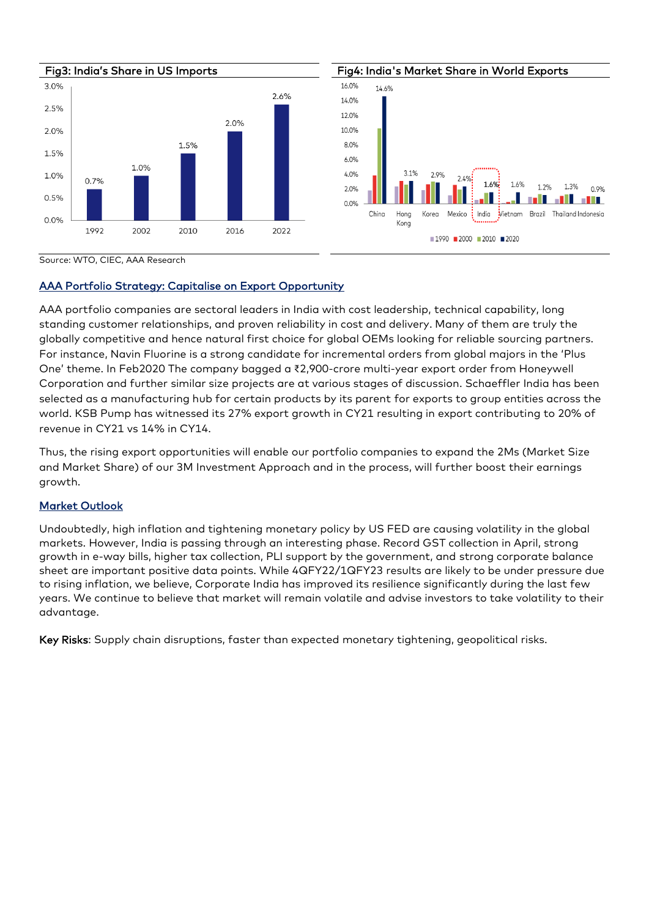**Fig3: India's Share in US Imports**

| Year | Share |
| --- | --- |
| 1992 | 0.7% |
| 2002 | 1.0% |
| 2010 | 1.5% |
| 2016 | 2.0% |
| 2022 | 2.6% |

**Fig4: India's Market Share in World Exports**

| Country | 2020 |
| --- | --- |
| China | 14.6% |
| Hong Kong | 3.1% |
| Korea | 2.9% |
| Mexico | 2.4% |
| India | 1.6% |
| Vietnam | 1.6% |
| Brazil | 1.2% |
| Thailand | 1.3% |
| Indonesia | 0.9% |

Legend: 1990, 2000, 2010, 2020

Source: WTO, CIEC, AAA Research

## AAA Portfolio Strategy: Capitalise on Export Opportunity

AAA portfolio companies are sectoral leaders in India with cost leadership, technical capability, long standing customer relationships, and proven reliability in cost and delivery. Many of them are truly the globally competitive and hence natural first choice for global OEMs looking for reliable sourcing partners. For instance, Navin Fluorine is a strong candidate for incremental orders from global majors in the 'Plus One' theme. In Feb2020 The company bagged a ₹2,900-crore multi-year export order from Honeywell Corporation and further similar size projects are at various stages of discussion. Schaeffler India has been selected as a manufacturing hub for certain products by its parent for exports to group entities across the world. KSB Pump has witnessed its 27% export growth in CY21 resulting in export contributing to 20% of revenue in CY21 vs 14% in CY14.

Thus, the rising export opportunities will enable our portfolio companies to expand the 2Ms (Market Size and Market Share) of our 3M Investment Approach and in the process, will further boost their earnings growth.

## Market Outlook

Undoubtedly, high inflation and tightening monetary policy by US FED are causing volatility in the global markets. However, India is passing through an interesting phase. Record GST collection in April, strong growth in e-way bills, higher tax collection, PLI support by the government, and strong corporate balance sheet are important positive data points. While 4QFY22/1QFY23 results are likely to be under pressure due to rising inflation, we believe, Corporate India has improved its resilience significantly during the last few years. We continue to believe that market will remain volatile and advise investors to take volatility to their advantage.

**Key Risks**: Supply chain disruptions, faster than expected monetary tightening, geopolitical risks.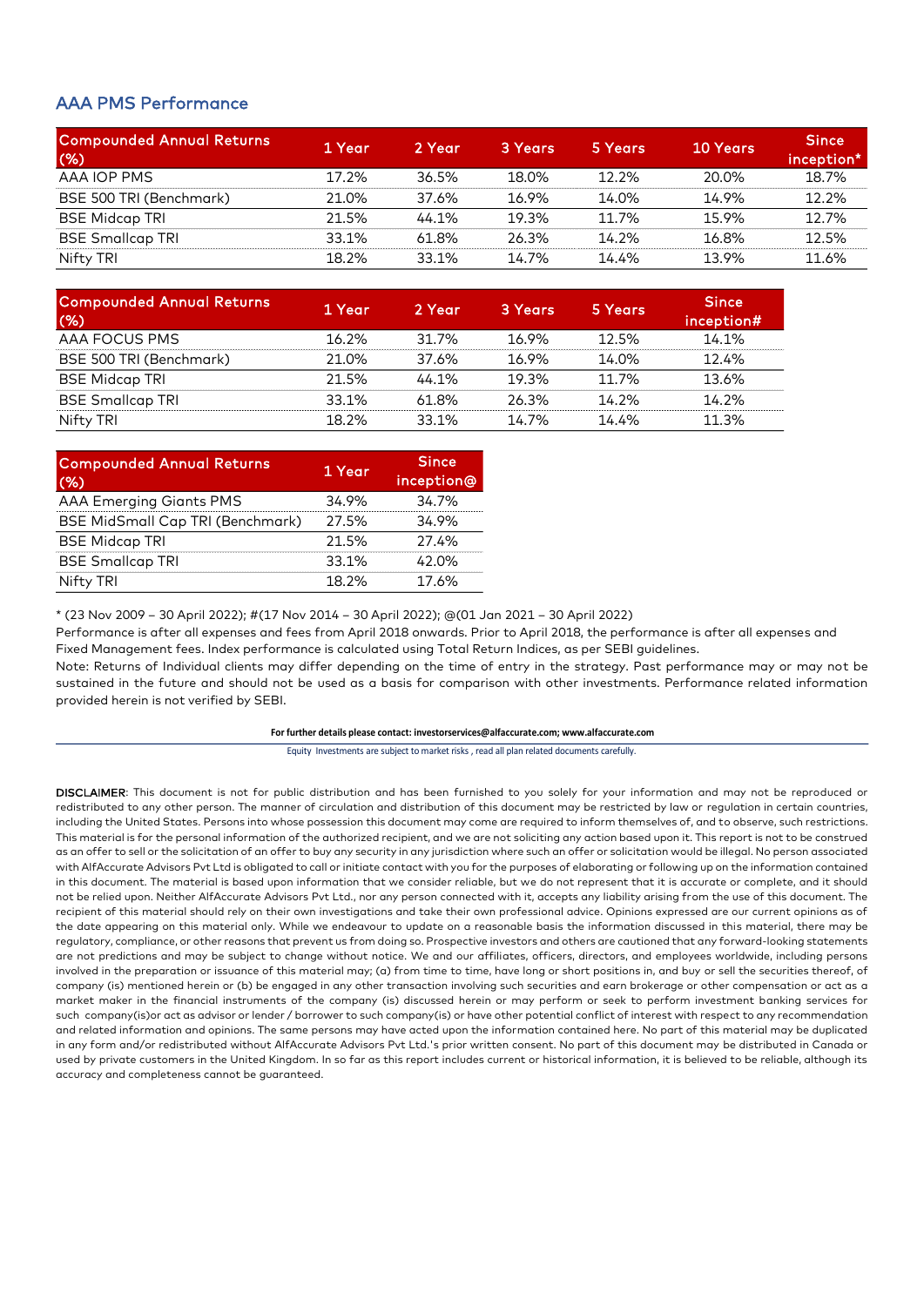## AAA PMS Performance

| Compounded Annual Returns (%) | 1 Year | 2 Year | 3 Years | 5 Years | 10 Years | Since inception* |
|---|---|---|---|---|---|---|
| AAA IOP PMS | 17.2% | 36.5% | 18.0% | 12.2% | 20.0% | 18.7% |
| BSE 500 TRI (Benchmark) | 21.0% | 37.6% | 16.9% | 14.0% | 14.9% | 12.2% |
| BSE Midcap TRI | 21.5% | 44.1% | 19.3% | 11.7% | 15.9% | 12.7% |
| BSE Smallcap TRI | 33.1% | 61.8% | 26.3% | 14.2% | 16.8% | 12.5% |
| Nifty TRI | 18.2% | 33.1% | 14.7% | 14.4% | 13.9% | 11.6% |

| Compounded Annual Returns (%) | 1 Year | 2 Year | 3 Years | 5 Years | Since inception# |
|---|---|---|---|---|---|
| AAA FOCUS PMS | 16.2% | 31.7% | 16.9% | 12.5% | 14.1% |
| BSE 500 TRI (Benchmark) | 21.0% | 37.6% | 16.9% | 14.0% | 12.4% |
| BSE Midcap TRI | 21.5% | 44.1% | 19.3% | 11.7% | 13.6% |
| BSE Smallcap TRI | 33.1% | 61.8% | 26.3% | 14.2% | 14.2% |
| Nifty TRI | 18.2% | 33.1% | 14.7% | 14.4% | 11.3% |

| Compounded Annual Returns (%) | 1 Year | Since inception@ |
|---|---|---|
| AAA Emerging Giants PMS | 34.9% | 34.7% |
| BSE MidSmall Cap TRI (Benchmark) | 27.5% | 34.9% |
| BSE Midcap TRI | 21.5% | 27.4% |
| BSE Smallcap TRI | 33.1% | 42.0% |
| Nifty TRI | 18.2% | 17.6% |

* (23 Nov 2009 – 30 April 2022); #(17 Nov 2014 – 30 April 2022); @(01 Jan 2021 – 30 April 2022)

Performance is after all expenses and fees from April 2018 onwards. Prior to April 2018, the performance is after all expenses and Fixed Management fees. Index performance is calculated using Total Return Indices, as per SEBI guidelines.

Note: Returns of Individual clients may differ depending on the time of entry in the strategy. Past performance may or may not be sustained in the future and should not be used as a basis for comparison with other investments. Performance related information provided herein is not verified by SEBI.

**For further details please contact: investorservices@alfaccurate.com; www.alfaccurate.com**

Equity Investments are subject to market risks , read all plan related documents carefully.

DISCLAIMER: This document is not for public distribution and has been furnished to you solely for your information and may not be reproduced or redistributed to any other person. The manner of circulation and distribution of this document may be restricted by law or regulation in certain countries, including the United States. Persons into whose possession this document may come are required to inform themselves of, and to observe, such restrictions. This material is for the personal information of the authorized recipient, and we are not soliciting any action based upon it. This report is not to be construed as an offer to sell or the solicitation of an offer to buy any security in any jurisdiction where such an offer or solicitation would be illegal. No person associated with AlfAccurate Advisors Pvt Ltd is obligated to call or initiate contact with you for the purposes of elaborating or following up on the information contained in this document. The material is based upon information that we consider reliable, but we do not represent that it is accurate or complete, and it should not be relied upon. Neither AlfAccurate Advisors Pvt Ltd., nor any person connected with it, accepts any liability arising from the use of this document. The recipient of this material should rely on their own investigations and take their own professional advice. Opinions expressed are our current opinions as of the date appearing on this material only. While we endeavour to update on a reasonable basis the information discussed in this material, there may be regulatory, compliance, or other reasons that prevent us from doing so. Prospective investors and others are cautioned that any forward-looking statements are not predictions and may be subject to change without notice. We and our affiliates, officers, directors, and employees worldwide, including persons involved in the preparation or issuance of this material may; (a) from time to time, have long or short positions in, and buy or sell the securities thereof, of company (is) mentioned herein or (b) be engaged in any other transaction involving such securities and earn brokerage or other compensation or act as a market maker in the financial instruments of the company (is) discussed herein or may perform or seek to perform investment banking services for such company(is)or act as advisor or lender / borrower to such company(is) or have other potential conflict of interest with respect to any recommendation and related information and opinions. The same persons may have acted upon the information contained here. No part of this material may be duplicated in any form and/or redistributed without AlfAccurate Advisors Pvt Ltd.'s prior written consent. No part of this document may be distributed in Canada or used by private customers in the United Kingdom. In so far as this report includes current or historical information, it is believed to be reliable, although its accuracy and completeness cannot be guaranteed.